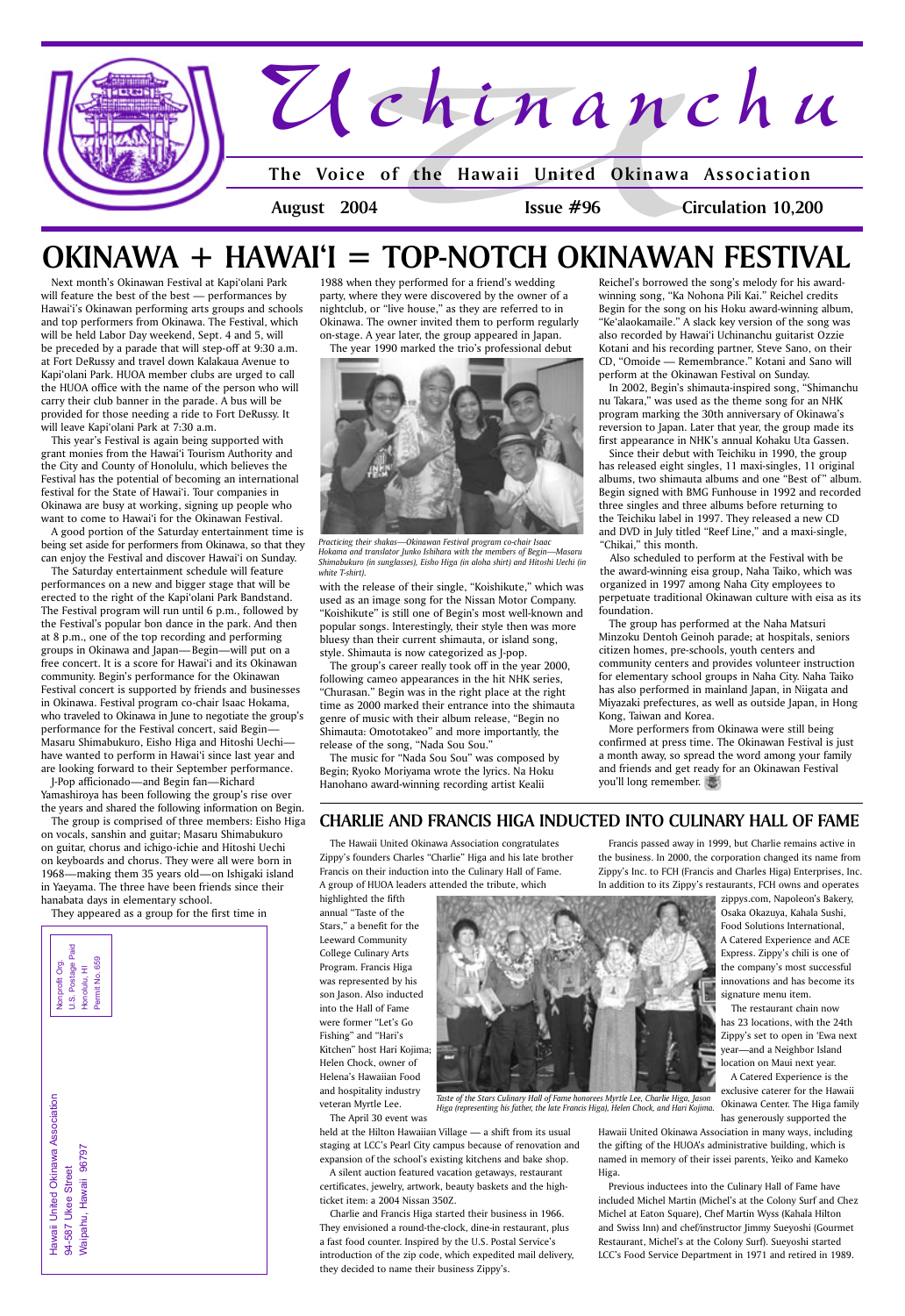# Uchinanchu

**The Voice of the Hawaii United Okinawa Association**

**August 2004** **Issue #96** **Circulation 10,200**

# OKINAWA + HAWAI'I = TOP-NOTCH OKINAWAN FESTIVAL

Next month's Okinawan Festival at Kapi'olani Park will feature the best of the best — performances by Hawai'i's Okinawan performing arts groups and schools and top performers from Okinawa. The Festival, which will be held Labor Day weekend, Sept. 4 and 5, will be preceded by a parade that will step-off at 9:30 a.m. at Fort DeRussy and travel down Kalakaua Avenue to Kapi'olani Park. HUOA member clubs are urged to call the HUOA office with the name of the person who will carry their club banner in the parade. A bus will be provided for those needing a ride to Fort DeRussy. It will leave Kapi'olani Park at 7:30 a.m.

This year's Festival is again being supported with grant monies from the Hawai'i Tourism Authority and the City and County of Honolulu, which believes the Festival has the potential of becoming an international festival for the State of Hawai'i. Tour companies in Okinawa are busy at working, signing up people who want to come to Hawai'i for the Okinawan Festival.

A good portion of the Saturday entertainment time is being set aside for performers from Okinawa, so that they can enjoy the Festival and discover Hawai'i on Sunday.

The Saturday entertainment schedule will feature performances on a new and bigger stage that will be erected to the right of the Kapi'olani Park Bandstand. The Festival program will run until 6 p.m., followed by the Festival's popular bon dance in the park. And then at 8 p.m., one of the top recording and performing groups in Okinawa and Japan—Begin—will put on a free concert. It is a score for Hawai'i and its Okinawan community. Begin's performance for the Okinawan Festival concert is supported by friends and businesses in Okinawa. Festival program co-chair Isaac Hokama, who traveled to Okinawa in June to negotiate the group's performance for the Festival concert, said Begin—Masaru Shimabukuro, Eisho Higa and Hitoshi Uechi—have wanted to perform in Hawai'i since last year and are looking forward to their September performance.

J-Pop afficionado—and Begin fan—Richard Yamashiroya has been following the group's rise over the years and shared the following information on Begin.

The group is comprised of three members: Eisho Higa on vocals, sanshin and guitar; Masaru Shimabukuro on guitar, chorus and ichigo-ichie and Hitoshi Uechi on keyboards and chorus. They were all were born in 1968—making them 35 years old—on Ishigaki island in Yaeyama. The three have been friends since their hanabata days in elementary school.

They appeared as a group for the first time in 1988 when they performed for a friend's wedding party, where they were discovered by the owner of a nightclub, or "live house," as they are referred to in Okinawa. The owner invited them to perform regularly on-stage. A year later, the group appeared in Japan.

The year 1990 marked the trio's professional debut with the release of their single, "Koishikute," which was used as an image song for the Nissan Motor Company. "Koishikute" is still one of Begin's most well-known and popular songs. Interestingly, their style then was more bluesy than their current shimauta, or island song, style. Shimauta is now categorized as J-pop.

*Practicing their shakas—Okinawan Festival program co-chair Isaac Hokama and translator Junko Ishihara with the members of Begin—Masaru Shimabukuro (in sunglasses), Eisho Higa (in aloha shirt) and Hitoshi Uechi (in white T-shirt).*

The group's career really took off in the year 2000, following cameo appearances in the hit NHK series, "Churasan." Begin was in the right place at the right time as 2000 marked their entrance into the shimauta genre of music with their album release, "Begin no Shimauta: Omototakeo" and more importantly, the release of the song, "Nada Sou Sou."

The music for "Nada Sou Sou" was composed by Begin; Ryoko Moriyama wrote the lyrics. Na Hoku Hanohano award-winning recording artist Kealii Reichel's borrowed the song's melody for his award-winning song, "Ka Nohona Pili Kai." Reichel credits Begin for the song on his Hoku award-winning album, "Ke'alaokamaile." A slack key version of the song was also recorded by Hawai'i Uchinanchu guitarist Ozzie Kotani and his recording partner, Steve Sano, on their CD, "Omoide — Remembrance." Kotani and Sano will perform at the Okinawan Festival on Sunday.

In 2002, Begin's shimauta-inspired song, "Shimanchu nu Takara," was used as the theme song for an NHK program marking the 30th anniversary of Okinawa's reversion to Japan. Later that year, the group made its first appearance in NHK's annual Kohaku Uta Gassen.

Since their debut with Teichiku in 1990, the group has released eight singles, 11 maxi-singles, 11 original albums, two shimauta albums and one "Best of" album. Begin signed with BMG Funhouse in 1992 and recorded three singles and three albums before returning to the Teichiku label in 1997. They released a new CD and DVD in July titled "Reef Line," and a maxi-single, "Chikai," this month.

Also scheduled to perform at the Festival with be the award-winning eisa group, Naha Taiko, which was organized in 1997 among Naha City employees to perpetuate traditional Okinawan culture with eisa as its foundation.

The group has performed at the Naha Matsuri Minzoku Dentoh Geinoh parade; at hospitals, seniors citizen homes, pre-schools, youth centers and community centers and provides volunteer instruction for elementary school groups in Naha City. Naha Taiko has also performed in mainland Japan, in Niigata and Miyazaki prefectures, as well as outside Japan, in Hong Kong, Taiwan and Korea.

More performers from Okinawa were still being confirmed at press time. The Okinawan Festival is just a month away, so spread the word among your family and friends and get ready for an Okinawan Festival you'll long remember.

## CHARLIE AND FRANCIS HIGA INDUCTED INTO CULINARY HALL OF FAME

The Hawaii United Okinawa Association congratulates Zippy's founders Charles "Charlie" Higa and his late brother Francis on their induction into the Culinary Hall of Fame. A group of HUOA leaders attended the tribute, which highlighted the fifth annual "Taste of the Stars," a benefit for the Leeward Community College Culinary Arts Program. Francis Higa was represented by his son Jason. Also inducted into the Hall of Fame were former "Let's Go Fishing" and "Hari's Kitchen" host Hari Kojima; Helen Chock, owner of Helena's Hawaiian Food and hospitality industry veteran Myrtle Lee.

*Taste of the Stars Culinary Hall of Fame honorees Myrtle Lee, Charlie Higa, Jason Higa (representing his father, the late Francis Higa), Helen Chock, and Hari Kojima.*

The April 30 event was held at the Hilton Hawaiian Village — a shift from its usual staging at LCC's Pearl City campus because of renovation and expansion of the school's existing kitchens and bake shop.

A silent auction featured vacation getaways, restaurant certificates, jewelry, artwork, beauty baskets and the high-ticket item: a 2004 Nissan 350Z.

Charlie and Francis Higa started their business in 1966. They envisioned a round-the-clock, dine-in restaurant, plus a fast food counter. Inspired by the U.S. Postal Service's introduction of the zip code, which expedited mail delivery, they decided to name their business Zippy's.

Francis passed away in 1999, but Charlie remains active in the business. In 2000, the corporation changed its name from Zippy's Inc. to FCH (Francis and Charles Higa) Enterprises, Inc. In addition to its Zippy's restaurants, FCH owns and operates zippys.com, Napoleon's Bakery, Osaka Okazuya, Kahala Sushi, Food Solutions International, A Catered Experience and ACE Express. Zippy's chili is one of the company's most successful innovations and has become its signature menu item.

The restaurant chain now has 23 locations, with the 24th Zippy's set to open in 'Ewa next year—and a Neighbor Island location on Maui next year.

A Catered Experience is the exclusive caterer for the Hawaii Okinawa Center. The Higa family has generously supported the Hawaii United Okinawa Association in many ways, including the gifting of the HUOA's administrative building, which is named in memory of their issei parents, Yeiko and Kameko Higa.

Previous inductees into the Culinary Hall of Fame have included Michel Martin (Michel's at the Colony Surf and Chez Michel at Eaton Square), Chef Martin Wyss (Kahala Hilton and Swiss Inn) and chef/instructor Jimmy Sueyoshi (Gourmet Restaurant, Michel's at the Colony Surf). Sueyoshi started LCC's Food Service Department in 1971 and retired in 1989.

Hawaii United Okinawa Association
94-587 Ukee Street
Waipahu, Hawaii 96797

Nonprofit Org.
U.S. Postage Paid
Honolulu, HI
Permit No. 659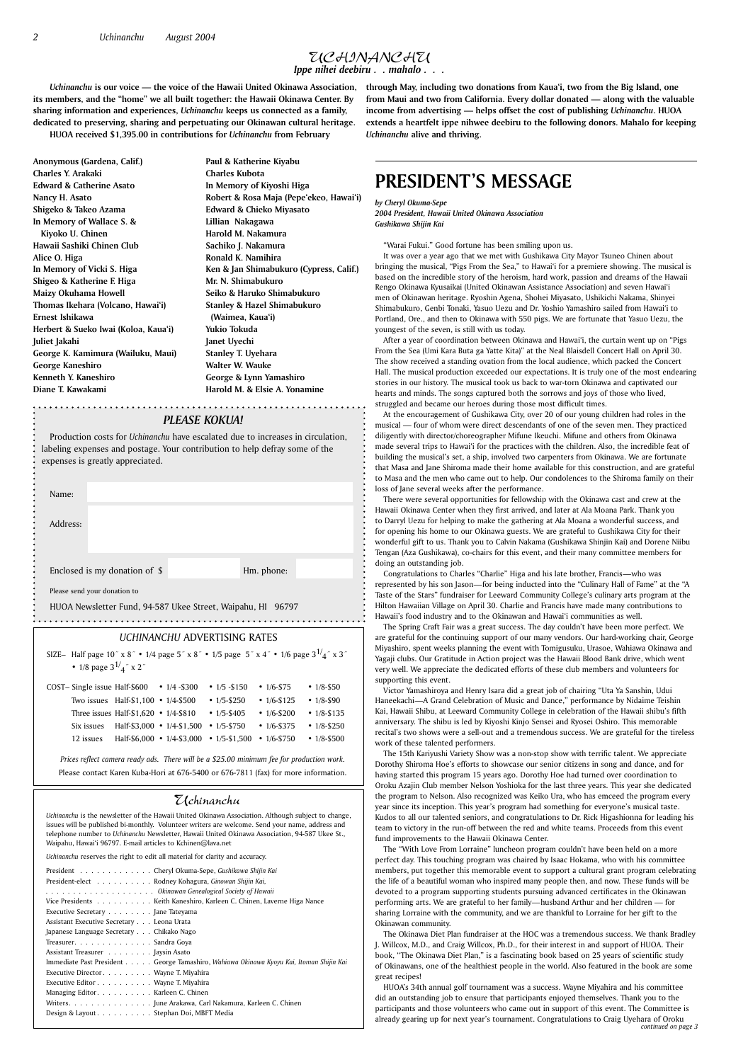# UCHINANCHU

*Ippe nihei deebiru . . mahalo . . .*

***Uchinanchu* is our voice — the voice of the Hawaii United Okinawa Association, its members, and the "home" we all built together: the Hawaii Okinawa Center. By sharing information and experiences, *Uchinanchu* keeps us connected as a family, dedicated to preserving, sharing and perpetuating our Okinawan cultural heritage.**

**HUOA received $1,395.00 in contributions for *Uchinanchu* from February through May, including two donations from Kaua'i, two from the Big Island, one from Maui and two from California. Every dollar donated — along with the valuable income from advertising — helps offset the cost of publishing *Uchinanchu*. HUOA extends a heartfelt ippe nihwee deebiru to the following donors. Mahalo for keeping *Uchinanchu* alive and thriving.**

**Anonymous (Gardena, Calif.)**
**Charles Y. Arakaki**
**Edward & Catherine Asato**
**Nancy H. Asato**
**Shigeko & Takeo Azama**
**In Memory of Wallace S. & Kiyoko U. Chinen**
**Hawaii Sashiki Chinen Club**
**Alice O. Higa**
**In Memory of Vicki S. Higa**
**Shigeo & Katherine F. Higa**
**Maizy Okuhama Howell**
**Thomas Ikehara (Volcano, Hawai'i)**
**Ernest Ishikawa**
**Herbert & Sueko Iwai (Koloa, Kaua'i)**
**Juliet Jakahi**
**George K. Kamimura (Wailuku, Maui)**
**George Kaneshiro**
**Kenneth Y. Kaneshiro**
**Diane T. Kawakami**
**Paul & Katherine Kiyabu**
**Charles Kubota**
**In Memory of Kiyoshi Higa**
**Robert & Rosa Maja (Pepe'ekeo, Hawai'i)**
**Edward & Chieko Miyasato**
**Lillian Nakagawa**
**Harold M. Nakamura**
**Sachiko J. Nakamura**
**Ronald K. Namihira**
**Ken & Jan Shimabukuro (Cypress, Calif.)**
**Mr. N. Shimabukuro**
**Seiko & Haruko Shimabukuro**
**Stanley & Hazel Shimabukuro (Waimea, Kaua'i)**
**Yukio Tokuda**
**Janet Uyechi**
**Stanley T. Uyehara**
**Walter W. Wauke**
**George & Lynn Yamashiro**
**Harold M. & Elsie A. Yonamine**

## *PLEASE KOKUA!*

Production costs for *Uchinanchu* have escalated due to increases in circulation, labeling expenses and postage. Your contribution to help defray some of the expenses is greatly appreciated.

Name:

Address:

Enclosed is my donation of $ &nbsp;&nbsp;&nbsp; Hm. phone:

Please send your donation to

HUOA Newsletter Fund, 94-587 Ukee Street, Waipahu, HI 96797

## *UCHINANCHU* ADVERTISING RATES

SIZE– Half page 10˝ x 8˝ • 1/4 page 5˝ x 8˝ • 1/5 page 5˝ x 4˝ • 1/6 page $3^{1}/_{4}$˝ x 3˝ • 1/8 page $3^{1}/_{4}$˝ x 2˝

| COST– | Half | 1/4 | 1/5 | 1/6 | 1/8 |
|---|---|---|---|---|---|
| Single issue | Half-$600 | 1/4 -$300 | 1/5 -$150 | 1/6-$75 | 1/8-$50 |
| Two issues | Half-$1,100 | 1/4-$500 | 1/5-$250 | 1/6-$125 | 1/8-$90 |
| Three issues | Half-$1,620 | 1/4-$810 | 1/5-$405 | 1/6-$200 | 1/8-$135 |
| Six issues | Half-$3,000 | 1/4-$1,500 | 1/5-$750 | 1/6-$375 | 1/8-$250 |
| 12 issues | Half-$6,000 | 1/4-$3,000 | 1/5-$1,500 | 1/6-$750 | 1/8-$500 |

*Prices reflect camera ready ads. There will be a $25.00 minimum fee for production work.*

Please contact Karen Kuba-Hori at 676-5400 or 676-7811 (fax) for more information.

## *Uchinanchu*

*Uchinanchu* is the newsletter of the Hawaii United Okinawa Association. Although subject to change, issues will be published bi-monthly. Volunteer writers are welcome. Send your name, address and telephone number to *Uchinanchu* Newsletter, Hawaii United Okinawa Association, 94-587 Ukee St., Waipahu, Hawai'i 96797. E-mail articles to Kchinen@lava.net

*Uchinanchu* reserves the right to edit all material for clarity and accuracy.

President . . . . . . . . . . . . . Cheryl Okuma-Sepe, *Gushikawa Shijin Kai*
President-elect . . . . . . . . . . Rodney Kohagura, *Ginowan Shijin Kai,*
. . . . . . . . . . . . . . . . . . . . *Okinawan Genealogical Society of Hawaii*
Vice Presidents . . . . . . . . . . Keith Kaneshiro, Karleen C. Chinen, Laverne Higa Nance
Executive Secretary . . . . . . . . Jane Tateyama
Assistant Executive Secretary . . . Leona Urata
Japanese Language Secretary . . . Chikako Nago
Treasurer. . . . . . . . . . . . . . Sandra Goya
Assistant Treasurer . . . . . . . . Jaysin Asato
Immediate Past President . . . . . George Tamashiro, *Wahiawa Okinawa Kyoyu Kai, Itoman Shijin Kai*
Executive Director. . . . . . . . . Wayne T. Miyahira
Executive Editor . . . . . . . . . . Wayne T. Miyahira
Managing Editor. . . . . . . . . . Karleen C. Chinen
Writers. . . . . . . . . . . . . . . June Arakawa, Carl Nakamura, Karleen C. Chinen
Design & Layout . . . . . . . . . . Stephan Doi, MBFT Media

# PRESIDENT'S MESSAGE

***by Cheryl Okuma-Sepe***
***2004 President, Hawaii United Okinawa Association***
***Gushikawa Shijin Kai***

"Warai Fukui." Good fortune has been smiling upon us.

It was over a year ago that we met with Gushikawa City Mayor Tsuneo Chinen about bringing the musical, "Pigs From the Sea," to Hawai'i for a premiere showing. The musical is based on the incredible story of the heroism, hard work, passion and dreams of the Hawaii Rengo Okinawa Kyusaikai (United Okinawan Assistance Association) and seven Hawai'i men of Okinawan heritage. Ryoshin Agena, Shohei Miyasato, Ushikichi Nakama, Shinyei Shimabukuro, Genbi Tonaki, Yasuo Uezu and Dr. Yoshio Yamashiro sailed from Hawai'i to Portland, Ore., and then to Okinawa with 550 pigs. We are fortunate that Yasuo Uezu, the youngest of the seven, is still with us today.

After a year of coordination between Okinawa and Hawai'i, the curtain went up on "Pigs From the Sea (Umi Kara Buta ga Yatte Kita)" at the Neal Blaisdell Concert Hall on April 30. The show received a standing ovation from the local audience, which packed the Concert Hall. The musical production exceeded our expectations. It is truly one of the most endearing stories in our history. The musical took us back to war-torn Okinawa and captivated our hearts and minds. The songs captured both the sorrows and joys of those who lived, struggled and became our heroes during those most difficult times.

At the encouragement of Gushikawa City, over 20 of our young children had roles in the musical — four of whom were direct descendants of one of the seven men. They practiced diligently with director/choreographer Mifune Ikeuchi. Mifune and others from Okinawa made several trips to Hawai'i for the practices with the children. Also, the incredible feat of building the musical's set, a ship, involved two carpenters from Okinawa. We are fortunate that Masa and Jane Shiroma made their home available for this construction, and are grateful to Masa and the men who came out to help. Our condolences to the Shiroma family on their loss of Jane several weeks after the performance.

There were several opportunities for fellowship with the Okinawa cast and crew at the Hawaii Okinawa Center when they first arrived, and later at Ala Moana Park. Thank you to Darryl Uezu for helping to make the gathering at Ala Moana a wonderful success, and for opening his home to our Okinawan guests. We are grateful to Gushikawa City for their wonderful gift to us. Thank you to Calvin Nakama (Gushikawa Shinjin Kai) and Dorene Niibu Tengan (Aza Gushikawa), co-chairs for this event, and their many committee members for doing an outstanding job.

Congratulations to Charles "Charlie" Higa and his late brother, Francis—who was represented by his son Jason—for being inducted into the "Culinary Hall of Fame" at the "A Taste of the Stars" fundraiser for Leeward Community College's culinary arts program at the Hilton Hawaiian Village on April 30. Charlie and Francis have made many contributions to Hawaii's food industry and to the Okinawan and Hawai'i communities as well.

The Spring Craft Fair was a great success. The day couldn't have been more perfect. We are grateful for the continuing support of our many vendors. Our hard-working chair, George Miyashiro, spent weeks planning the event with Tomigusuku, Urasoe, Wahiawa Okinawa and Yagaji clubs. Our Gratitude in Action project was the Hawaii Blood Bank drive, which went very well. We appreciate the dedicated efforts of these club members and volunteers for supporting this event.

Victor Yamashiroya and Henry Isara did a great job of chairing "Uta Ya Sanshin, Udui Haneekachi—A Grand Celebration of Music and Dance," performance by Nidaime Teishin Kai, Hawaii Shibu, at Leeward Community College in celebration of the Hawaii shibu's fifth anniversary. The shibu is led by Kiyoshi Kinjo Sensei and Ryosei Oshiro. This memorable recital's two shows were a sell-out and a tremendous success. We are grateful for the tireless work of these talented performers.

The 15th Kariyushi Variety Show was a non-stop show with terrific talent. We appreciate Dorothy Shiroma Hoe's efforts to showcase our senior citizens in song and dance, and for having started this program 15 years ago. Dorothy Hoe had turned over coordination to Oroku Azajin Club member Nelson Yoshioka for the last three years. This year she dedicated the program to Nelson. Also recognized was Keiko Ura, who has emceed the program every year since its inception. This year's program had something for everyone's musical taste. Kudos to all our talented seniors, and congratulations to Dr. Rick Higashionna for leading his team to victory in the run-off between the red and white teams. Proceeds from this event fund improvements to the Hawaii Okinawa Center.

The "With Love From Lorraine" luncheon program couldn't have been held on a more perfect day. This touching program was chaired by Isaac Hokama, who with his committee members, put together this memorable event to support a cultural grant program celebrating the life of a beautiful woman who inspired many people then, and now. These funds will be devoted to a program supporting students pursuing advanced certificates in the Okinawan performing arts. We are grateful to her family—husband Arthur and her children — for sharing Lorraine with the community, and we are thankful to Lorraine for her gift to the Okinawan community.

The Okinawa Diet Plan fundraiser at the HOC was a tremendous success. We thank Bradley J. Willcox, M.D., and Craig Willcox, Ph.D., for their interest in and support of HUOA. Their book, "The Okinawa Diet Plan," is a fascinating book based on 25 years of scientific study of Okinawans, one of the healthiest people in the world. Also featured in the book are some great recipes!

HUOA's 34th annual golf tournament was a success. Wayne Miyahira and his committee did an outstanding job to ensure that participants enjoyed themselves. Thank you to the participants and those volunteers who came out in support of this event. The Committee is already gearing up for next year's tournament. Congratulations to Craig Uyehara of Oroku

*continued on page 3*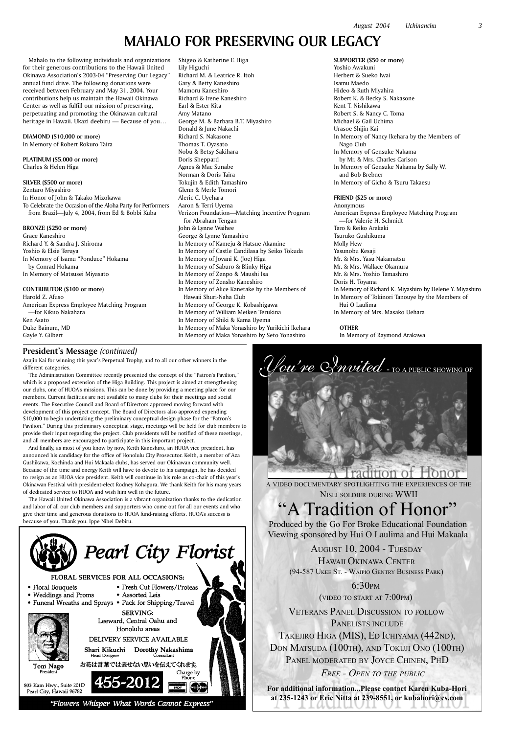# MAHALO FOR PRESERVING OUR LEGACY

Mahalo to the following individuals and organizations for their generous contributions to the Hawaii United Okinawa Association's 2003-04 "Preserving Our Legacy" annual fund drive. The following donations were received between February and May 31, 2004. Your contributions help us maintain the Hawaii Okinawa Center as well as fulfill our mission of preserving, perpetuating and promoting the Okinawan cultural heritage in Hawaii. Ukazi deebiru — Because of you…

**DIAMOND ($10,000 or more)**
In Memory of Robert Rokuro Taira

**PLATINUM ($5,000 or more)**
Charles & Helen Higa

**SILVER ($500 or more)**
Zentaro Miyashiro
In Honor of John & Takako Mizokawa
To Celebrate the Occasion of the Aloha Party for Performers from Brazil—July 4, 2004, from Ed & Bobbi Kuba

**BRONZE ($250 or more)**
Grace Kaneshiro
Richard Y. & Sandra J. Shiroma
Yoshio & Elsie Teruya
In Memory of Isamu "Ponduce" Hokama by Conrad Hokama
In Memory of Matsusei Miyasato

**CONTRIBUTOR ($100 or more)**
Harold Z. Afuso
American Express Employee Matching Program —for Kikuo Nakahara
Ken Asato
Duke Bainum, MD
Gayle Y. Gilbert
Shigeo & Katherine F. Higa
Lily Higuchi
Richard M. & Leatrice R. Itoh
Gary & Betty Kaneshiro
Mamoru Kaneshiro
Richard & Irene Kaneshiro
Earl & Ester Kita
Amy Matano
George M. & Barbara B.T. Miyashiro
Donald & June Nakachi
Richard S. Nakasone
Thomas T. Oyasato
Nobu & Betsy Sakihara
Doris Sheppard
Agnes & Mac Sunabe
Norman & Doris Taira
Tokujin & Edith Tamashiro
Glenn & Merle Tomori
Aleric C. Uyehara
Aaron & Terri Uyema
Verizon Foundation—Matching Incentive Program for Abraham Tengan
John & Lynne Waihee
George & Lynne Yamashiro
In Memory of Kameju & Hatsue Akamine
In Memory of Castle Candilasa by Seiko Tokuda
In Memory of Jovani K. (Joe) Higa
In Memory of Saburo & Blinky Higa
In Memory of Zenpo & Maushi Isa
In Memory of Zensho Kaneshiro
In Memory of Alice Kanetake by the Members of Hawaii Shuri-Naha Club
In Memory of George K. Kobashigawa
In Memory of William Meiken Terukina
In Memory of Shiki & Kama Uyema
In Memory of Maka Yonashiro by Yurikichi Ikehara
In Memory of Maka Yonashiro by Seto Yonashiro

**SUPPORTER ($50 or more)**
Yoshio Awakuni
Herbert & Sueko Iwai
Isamu Maedo
Hideo & Ruth Miyahira
Robert K. & Becky S. Nakasone
Kent T. Nishikawa
Robert S. & Nancy C. Toma
Michael & Gail Uchima
Urasoe Shijin Kai
In Memory of Nancy Ikehara by the Members of Nago Club
In Memory of Gensuke Nakama by Mr. & Mrs. Charles Carlson
In Memory of Gensuke Nakama by Sally W. and Bob Brebner
In Memory of Gicho & Tsuru Takaesu

**FRIEND ($25 or more)**
Anonymous
American Express Employee Matching Program —for Valerie H. Schmidt
Taro & Reiko Arakaki
Tsuruko Gushikuma
Molly Hew
Yasunobu Kesaji
Mr. & Mrs. Yasu Nakamatsu
Mr. & Mrs. Wallace Okamura
Mr. & Mrs. Yoshio Tamashiro
Doris H. Toyama
In Memory of Richard K. Miyashiro by Helene Y. Miyashiro
In Memory of Tokinori Tanouye by the Members of Hui O Laulima
In Memory of Mrs. Masako Uehara

**OTHER**
In Memory of Raymond Arakawa

## President's Message *(continued)*

Azajin Kai for winning this year's Perpetual Trophy, and to all our other winners in the different categories.

The Administration Committee recently presented the concept of the "Patron's Pavilion," which is a proposed extension of the Higa Building. This project is aimed at strengthening our clubs, one of HUOA's missions. This can be done by providing a meeting place for our members. Current facilities are not available to many clubs for their meetings and social events. The Executive Council and Board of Directors approved moving forward with development of this project concept. The Board of Directors also approved expending $10,000 to begin undertaking the preliminary conceptual design phase for the "Patron's Pavilion." During this preliminary conceptual stage, meetings will be held for club members to provide their input regarding the project. Club presidents will be notified of these meetings, and all members are encouraged to participate in this important project.

And finally, as most of you know by now, Keith Kaneshiro, an HUOA vice president, has announced his candidacy for the office of Honolulu City Prosecutor. Keith, a member of Aza Gushikawa, Kochinda and Hui Makaala clubs, has served our Okinawan community well. Because of the time and energy Keith will have to devote to his campaign, he has decided to resign as an HUOA vice president. Keith will continue in his role as co-chair of this year's Okinawan Festival with president-elect Rodney Kohagura. We thank Keith for his many years of dedicated service to HUOA and wish him well in the future.

The Hawaii United Okinawa Association is a vibrant organization thanks to the dedication and labor of all our club members and supporters who come out for all our events and who give their time and generous donations to HUOA fund-raising efforts. HUOA's success is because of you. Thank you. Ippe Nihei Debiru.

---

**Pearl City Florist**

FLORAL SERVICES FOR ALL OCCASIONS:
- Floral Bouquets
- Weddings and Proms
- Funeral Wreaths and Sprays
- Fresh Cut Flowers/Proteas
- Assorted Leis
- Pack for Shipping/Travel

SERVING: Leeward, Central Oahu and Honolulu areas

DELIVERY SERVICE AVAILABLE

Shari Kikuchi, Head Designer — Dorothy Nakashima, Consultant

Tom Nago, President

お花は言葉では表せない思いを伝えてくれます。

803 Kam Hwy., Suite 201D
Pearl City, Hawaii 96782

455-2012 — Charge by Phone

*"Flowers Whisper What Words Cannot Express"*

---

*You're Invited* - TO A PUBLIC SHOWING OF

A VIDEO DOCUMENTARY SPOTLIGHTING THE EXPERIENCES OF THE NISEI SOLDIER DURING WWII

# "A Tradition of Honor"

Produced by the Go For Broke Educational Foundation
Viewing sponsored by Hui O Laulima and Hui Makaala

AUGUST 10, 2004 - TUESDAY
HAWAII OKINAWA CENTER
(94-587 UKEE ST. - WAIPIO GENTRY BUSINESS PARK)

6:30PM
(VIDEO TO START AT 7:00PM)

VETERANS PANEL DISCUSSION TO FOLLOW
PANELISTS INCLUDE
TAKEJIRO HIGA (MIS), ED ICHIYAMA (442ND), DON MATSUDA (100TH), AND TOKUJI ONO (100TH)
PANEL MODERATED BY JOYCE CHINEN, PHD

*FREE - OPEN TO THE PUBLIC*

**For additional information...Please contact Karen Kuba-Hori at 235-1243 or Eric Nitta at 239-8551, or kubahori@cs.com**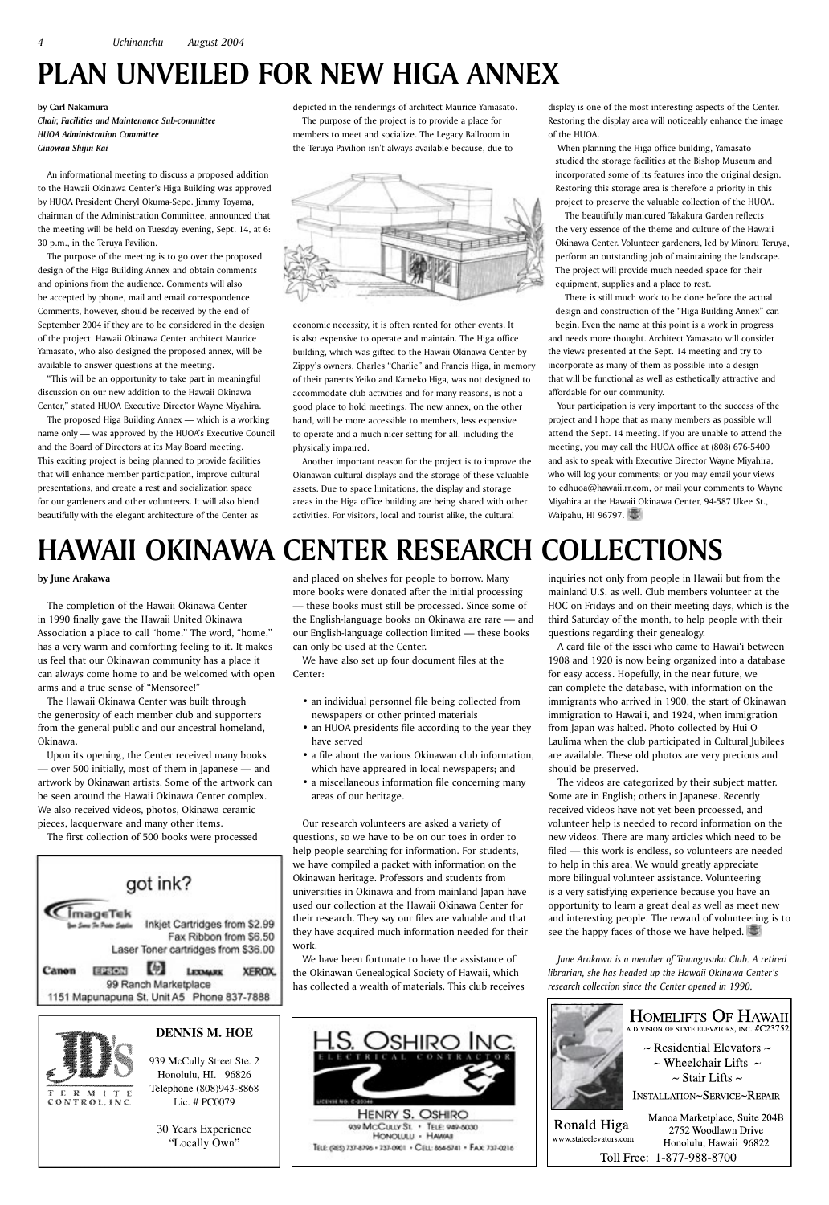# PLAN UNVEILED FOR NEW HIGA ANNEX

**by Carl Nakamura**
***Chair, Facilities and Maintenance Sub-committee***
***HUOA Administration Committee***
***Ginowan Shijin Kai***

An informational meeting to discuss a proposed addition to the Hawaii Okinawa Center's Higa Building was approved by HUOA President Cheryl Okuma-Sepe. Jimmy Toyama, chairman of the Administration Committee, announced that the meeting will be held on Tuesday evening, Sept. 14, at 6:30 p.m., in the Teruya Pavilion.

The purpose of the meeting is to go over the proposed design of the Higa Building Annex and obtain comments and opinions from the audience. Comments will also be accepted by phone, mail and email correspondence. Comments, however, should be received by the end of September 2004 if they are to be considered in the design of the project. Hawaii Okinawa Center architect Maurice Yamasato, who also designed the proposed annex, will be available to answer questions at the meeting.

"This will be an opportunity to take part in meaningful discussion on our new addition to the Hawaii Okinawa Center," stated HUOA Executive Director Wayne Miyahira.

The proposed Higa Building Annex — which is a working name only — was approved by the HUOA's Executive Council and the Board of Directors at its May Board meeting. This exciting project is being planned to provide facilities that will enhance member participation, improve cultural presentations, and create a rest and socialization space for our gardeners and other volunteers. It will also blend beautifully with the elegant architecture of the Center as depicted in the renderings of architect Maurice Yamasato.

The purpose of the project is to provide a place for members to meet and socialize. The Legacy Ballroom in the Teruya Pavilion isn't always available because, due to economic necessity, it is often rented for other events. It is also expensive to operate and maintain. The Higa office building, which was gifted to the Hawaii Okinawa Center by Zippy's owners, Charles "Charlie" and Francis Higa, in memory of their parents Yeiko and Kameko Higa, was not designed to accommodate club activities and for many reasons, is not a good place to hold meetings. The new annex, on the other hand, will be more accessible to members, less expensive to operate and a much nicer setting for all, including the physically impaired.

Another important reason for the project is to improve the Okinawan cultural displays and the storage of these valuable assets. Due to space limitations, the display and storage areas in the Higa office building are being shared with other activities. For visitors, local and tourist alike, the cultural display is one of the most interesting aspects of the Center. Restoring the display area will noticeably enhance the image of the HUOA.

When planning the Higa office building, Yamasato studied the storage facilities at the Bishop Museum and incorporated some of its features into the original design. Restoring this storage area is therefore a priority in this project to preserve the valuable collection of the HUOA.

The beautifully manicured Takakura Garden reflects the very essence of the theme and culture of the Hawaii Okinawa Center. Volunteer gardeners, led by Minoru Teruya, perform an outstanding job of maintaining the landscape. The project will provide much needed space for their equipment, supplies and a place to rest.

There is still much work to be done before the actual design and construction of the "Higa Building Annex" can begin. Even the name at this point is a work in progress and needs more thought. Architect Yamasato will consider the views presented at the Sept. 14 meeting and try to incorporate as many of them as possible into a design that will be functional as well as esthetically attractive and affordable for our community.

Your participation is very important to the success of the project and I hope that as many members as possible will attend the Sept. 14 meeting. If you are unable to attend the meeting, you may call the HUOA office at (808) 676-5400 and ask to speak with Executive Director Wayne Miyahira, who will log your comments; or you may email your views to edhuoa@hawaii.rr.com, or mail your comments to Wayne Miyahira at the Hawaii Okinawa Center, 94-587 Ukee St., Waipahu, HI 96797.

# HAWAII OKINAWA CENTER RESEARCH COLLECTIONS

**by June Arakawa**

The completion of the Hawaii Okinawa Center in 1990 finally gave the Hawaii United Okinawa Association a place to call "home." The word, "home," has a very warm and comforting feeling to it. It makes us feel that our Okinawan community has a place it can always come home to and be welcomed with open arms and a true sense of "Mensoree!"

The Hawaii Okinawa Center was built through the generosity of each member club and supporters from the general public and our ancestral homeland, Okinawa.

Upon its opening, the Center received many books — over 500 initially, most of them in Japanese — and artwork by Okinawan artists. Some of the artwork can be seen around the Hawaii Okinawa Center complex. We also received videos, photos, Okinawa ceramic pieces, lacquerware and many other items.

The first collection of 500 books were processed and placed on shelves for people to borrow. Many more books were donated after the initial processing — these books must still be processed. Since some of the English-language books on Okinawa are rare — and our English-language collection limited — these books can only be used at the Center.

We have also set up four document files at the Center:

- an individual personnel file being collected from newspapers or other printed materials
- an HUOA presidents file according to the year they have served
- a file about the various Okinawan club information, which have appreared in local newspapers; and
- a miscellaneous information file concerning many areas of our heritage.

Our research volunteers are asked a variety of questions, so we have to be on our toes in order to help people searching for information. For students, we have compiled a packet with information on the Okinawan heritage. Professors and students from universities in Okinawa and from mainland Japan have used our collection at the Hawaii Okinawa Center for their research. They say our files are valuable and that they have acquired much information needed for their work.

We have been fortunate to have the assistance of the Okinawan Genealogical Society of Hawaii, which has collected a wealth of materials. This club receives inquiries not only from people in Hawaii but from the mainland U.S. as well. Club members volunteer at the HOC on Fridays and on their meeting days, which is the third Saturday of the month, to help people with their questions regarding their genealogy.

A card file of the issei who came to Hawai'i between 1908 and 1920 is now being organized into a database for easy access. Hopefully, in the near future, we can complete the database, with information on the immigrants who arrived in 1900, the start of Okinawan immigration to Hawai'i, and 1924, when immigration from Japan was halted. Photo collected by Hui O Laulima when the club participated in Cultural Jubilees are available. These old photos are very precious and should be preserved.

The videos are categorized by their subject matter. Some are in English; others in Japanese. Recently received videos have not yet been prcoessed, and volunteer help is needed to record information on the new videos. There are many articles which need to be filed — this work is endless, so volunteers are needed to help in this area. We would greatly appreciate more bilingual volunteer assistance. Volunteering is a very satisfying experience because you have an opportunity to learn a great deal as well as meet new and interesting people. The reward of volunteering is to see the happy faces of those we have helped.

*June Arakawa is a member of Tamagusuku Club. A retired librarian, she has headed up the Hawaii Okinawa Center's research collection since the Center opened in 1990.*

---

got ink?
ImageTek — Your Source For Printer Supplies
Inkjet Cartridges from $2.99
Fax Ribbon from $6.50
Laser Toner cartridges from $36.00
Canon · EPSON · HP · LEXMARK · XEROX
99 Ranch Marketplace
1151 Mapunapuna St. Unit A5 Phone 837-7888

---

JD's TERMITE CONTROL, INC.
**DENNIS M. HOE**
939 McCully Street Ste. 2
Honolulu, HI. 96826
Telephone (808)943-8868
Lic. # PC0079
30 Years Experience
"Locally Own"

---

H.S. OSHIRO INC.
ELECTRICAL CONTRACTOR
LICENSE NO. C-20346
HENRY S. OSHIRO
939 McCully St. • Tele: 949-5030
Honolulu • Hawaii
Tele: (Res) 737-8796 • 737-0901 • Cell: 864-5741 • Fax: 737-0216

---

HOMELIFTS OF HAWAII
A DIVISION OF STATE ELEVATORS, INC. #C23752
~ Residential Elevators ~
~ Wheelchair Lifts ~
~ Stair Lifts ~
INSTALLATION~SERVICE~REPAIR
Ronald Higa
www.stateelevators.com
Manoa Marketplace, Suite 204B
2752 Woodlawn Drive
Honolulu, Hawaii 96822
Toll Free: 1-877-988-8700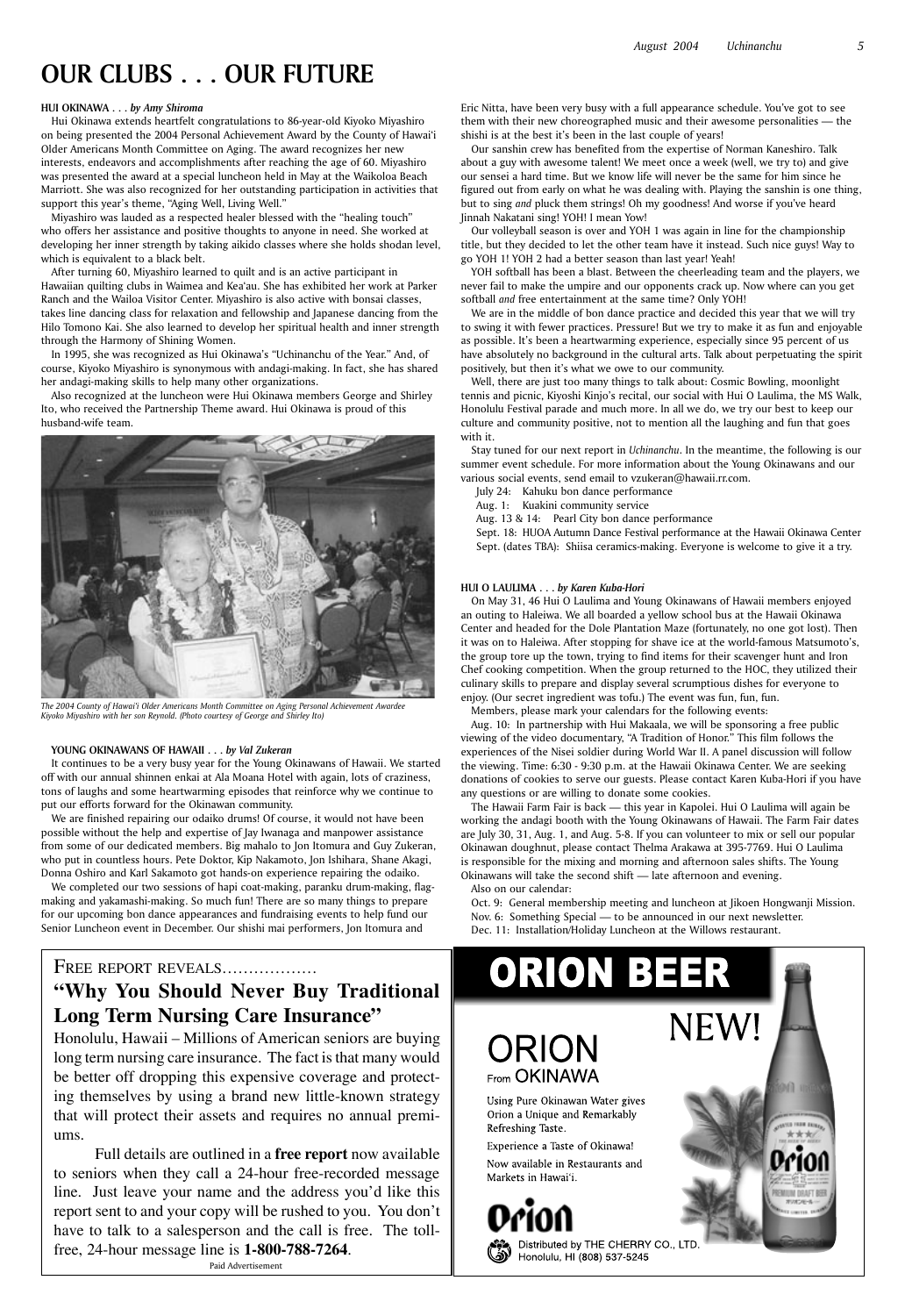# OUR CLUBS . . . OUR FUTURE

**HUI OKINAWA . . .** ***by Amy Shiroma***

Hui Okinawa extends heartfelt congratulations to 86-year-old Kiyoko Miyashiro on being presented the 2004 Personal Achievement Award by the County of Hawai'i Older Americans Month Committee on Aging. The award recognizes her new interests, endeavors and accomplishments after reaching the age of 60. Miyashiro was presented the award at a special luncheon held in May at the Waikoloa Beach Marriott. She was also recognized for her outstanding participation in activities that support this year's theme, "Aging Well, Living Well."

Miyashiro was lauded as a respected healer blessed with the "healing touch" who offers her assistance and positive thoughts to anyone in need. She worked at developing her inner strength by taking aikido classes where she holds shodan level, which is equivalent to a black belt.

After turning 60, Miyashiro learned to quilt and is an active participant in Hawaiian quilting clubs in Waimea and Kea'au. She has exhibited her work at Parker Ranch and the Wailoa Visitor Center. Miyashiro is also active with bonsai classes, takes line dancing class for relaxation and fellowship and Japanese dancing from the Hilo Tomono Kai. She also learned to develop her spiritual health and inner strength through the Harmony of Shining Women.

In 1995, she was recognized as Hui Okinawa's "Uchinanchu of the Year." And, of course, Kiyoko Miyashiro is synonymous with andagi-making. In fact, she has shared her andagi-making skills to help many other organizations.

Also recognized at the luncheon were Hui Okinawa members George and Shirley Ito, who received the Partnership Theme award. Hui Okinawa is proud of this husband-wife team.

*The 2004 County of Hawai'i Older Americans Month Committee on Aging Personal Achievement Awardee Kiyoko Miyashiro with her son Reynold. (Photo courtesy of George and Shirley Ito)*

**YOUNG OKINAWANS OF HAWAII . . .** ***by Val Zukeran***

It continues to be a very busy year for the Young Okinawans of Hawaii. We started off with our annual shinnen enkai at Ala Moana Hotel with again, lots of craziness, tons of laughs and some heartwarming episodes that reinforce why we continue to put our efforts forward for the Okinawan community.

We are finished repairing our odaiko drums! Of course, it would not have been possible without the help and expertise of Jay Iwanaga and manpower assistance from some of our dedicated members. Big mahalo to Jon Itomura and Guy Zukeran, who put in countless hours. Pete Doktor, Kip Nakamoto, Jon Ishihara, Shane Akagi, Donna Oshiro and Karl Sakamoto got hands-on experience repairing the odaiko.

We completed our two sessions of hapi coat-making, paranku drum-making, flag-making and yakamashi-making. So much fun! There are so many things to prepare for our upcoming bon dance appearances and fundraising events to help fund our Senior Luncheon event in December. Our shishi mai performers, Jon Itomura and Eric Nitta, have been very busy with a full appearance schedule. You've got to see them with their new choreographed music and their awesome personalities — the shishi is at the best it's been in the last couple of years!

Our sanshin crew has benefited from the expertise of Norman Kaneshiro. Talk about a guy with awesome talent! We meet once a week (well, we try to) and give our sensei a hard time. But we know life will never be the same for him since he figured out from early on what he was dealing with. Playing the sanshin is one thing, but to sing *and* pluck them strings! Oh my goodness! And worse if you've heard Jinnah Nakatani sing! YOH! I mean Yow!

Our volleyball season is over and YOH 1 was again in line for the championship title, but they decided to let the other team have it instead. Such nice guys! Way to go YOH 1! YOH 2 had a better season than last year! Yeah!

YOH softball has been a blast. Between the cheerleading team and the players, we never fail to make the umpire and our opponents crack up. Now where can you get softball *and* free entertainment at the same time? Only YOH!

We are in the middle of bon dance practice and decided this year that we will try to swing it with fewer practices. Pressure! But we try to make it as fun and enjoyable as possible. It's been a heartwarming experience, especially since 95 percent of us have absolutely no background in the cultural arts. Talk about perpetuating the spirit positively, but then it's what we owe to our community.

Well, there are just too many things to talk about: Cosmic Bowling, moonlight tennis and picnic, Kiyoshi Kinjo's recital, our social with Hui O Laulima, the MS Walk, Honolulu Festival parade and much more. In all we do, we try our best to keep our culture and community positive, not to mention all the laughing and fun that goes with it.

Stay tuned for our next report in *Uchinanchu*. In the meantime, the following is our summer event schedule. For more information about the Young Okinawans and our various social events, send email to vzukeran@hawaii.rr.com.

July 24: Kahuku bon dance performance
Aug. 1: Kuakini community service
Aug. 13 & 14: Pearl City bon dance performance
Sept. 18: HUOA Autumn Dance Festival performance at the Hawaii Okinawa Center
Sept. (dates TBA): Shiisa ceramics-making. Everyone is welcome to give it a try.

**HUI O LAULIMA . . .** ***by Karen Kuba-Hori***

On May 31, 46 Hui O Laulima and Young Okinawans of Hawaii members enjoyed an outing to Haleiwa. We all boarded a yellow school bus at the Hawaii Okinawa Center and headed for the Dole Plantation Maze (fortunately, no one got lost). Then it was on to Haleiwa. After stopping for shave ice at the world-famous Matsumoto's, the group tore up the town, trying to find items for their scavenger hunt and Iron Chef cooking competition. When the group returned to the HOC, they utilized their culinary skills to prepare and display several scrumptious dishes for everyone to enjoy. (Our secret ingredient was tofu.) The event was fun, fun, fun.

Members, please mark your calendars for the following events:

Aug. 10: In partnership with Hui Makaala, we will be sponsoring a free public viewing of the video documentary, "A Tradition of Honor." This film follows the experiences of the Nisei soldier during World War II. A panel discussion will follow the viewing. Time: 6:30 - 9:30 p.m. at the Hawaii Okinawa Center. We are seeking donations of cookies to serve our guests. Please contact Karen Kuba-Hori if you have any questions or are willing to donate some cookies.

The Hawaii Farm Fair is back — this year in Kapolei. Hui O Laulima will again be working the andagi booth with the Young Okinawans of Hawaii. The Farm Fair dates are July 30, 31, Aug. 1, and Aug. 5-8. If you can volunteer to mix or sell our popular Okinawan doughnut, please contact Thelma Arakawa at 395-7769. Hui O Laulima is responsible for the mixing and morning and afternoon sales shifts. The Young Okinawans will take the second shift — late afternoon and evening.

Also on our calendar:

Oct. 9: General membership meeting and luncheon at Jikoen Hongwanji Mission.
Nov. 6: Something Special — to be announced in our next newsletter.
Dec. 11: Installation/Holiday Luncheon at the Willows restaurant.

---

FREE REPORT REVEALS..................

**"Why You Should Never Buy Traditional Long Term Nursing Care Insurance"**

Honolulu, Hawaii – Millions of American seniors are buying long term nursing care insurance. The fact is that many would be better off dropping this expensive coverage and protecting themselves by using a brand new little-known strategy that will protect their assets and requires no annual premiums.

Full details are outlined in a **free report** now available to seniors when they call a 24-hour free-recorded message line. Just leave your name and the address you'd like this report sent to and your copy will be rushed to you. You don't have to talk to a salesperson and the call is free. The toll-free, 24-hour message line is **1-800-788-7264**.

Paid Advertisement

---

**ORION BEER**

NEW!

ORION From OKINAWA

Using Pure Okinawan Water gives Orion a Unique and Remarkably Refreshing Taste.

Experience a Taste of Okinawa!

Now available in Restaurants and Markets in Hawai'i.

Orion

Distributed by THE CHERRY CO., LTD. Honolulu, HI (808) 537-5245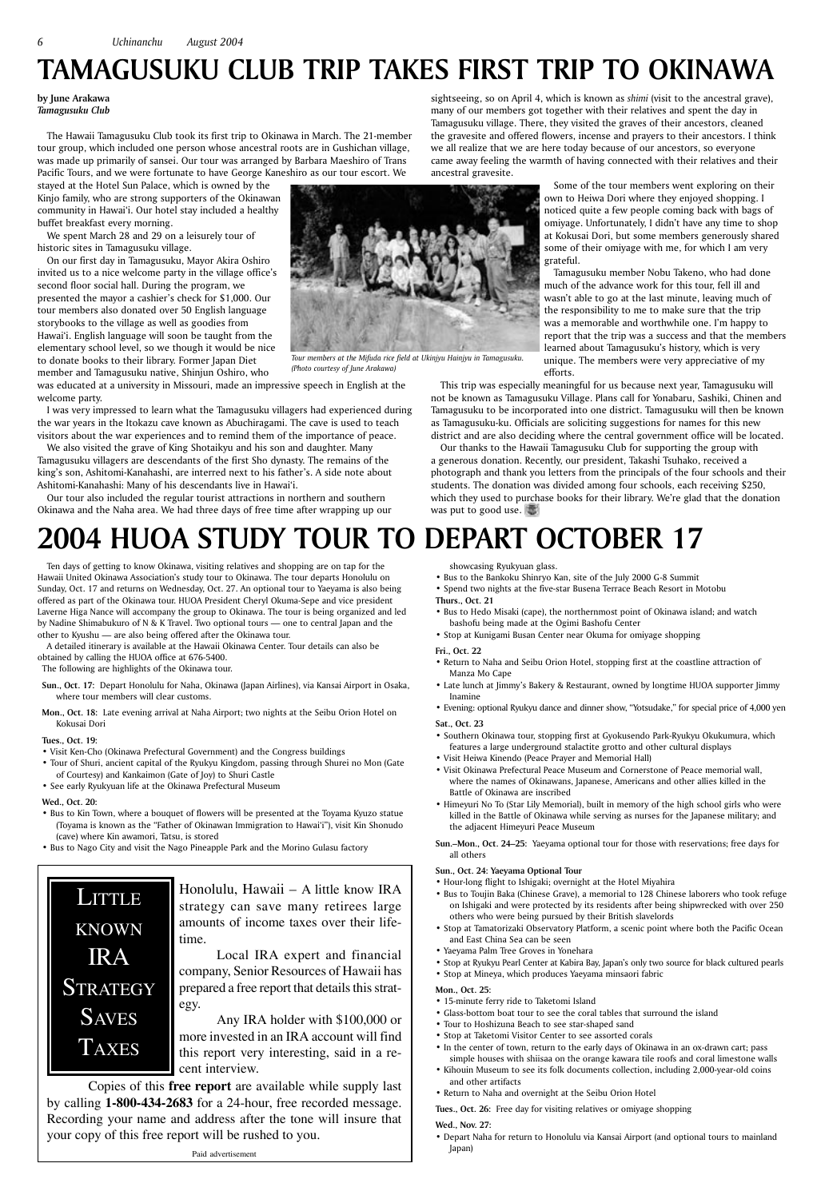# TAMAGUSUKU CLUB TRIP TAKES FIRST TRIP TO OKINAWA

**by June Arakawa**
***Tamagusuku Club***

The Hawaii Tamagusuku Club took its first trip to Okinawa in March. The 21-member tour group, which included one person whose ancestral roots are in Gushichan village, was made up primarily of sansei. Our tour was arranged by Barbara Maeshiro of Trans Pacific Tours, and we were fortunate to have George Kaneshiro as our tour escort. We stayed at the Hotel Sun Palace, which is owned by the Kinjo family, who are strong supporters of the Okinawan community in Hawai'i. Our hotel stay included a healthy buffet breakfast every morning.

We spent March 28 and 29 on a leisurely tour of historic sites in Tamagusuku village.

On our first day in Tamagusuku, Mayor Akira Oshiro invited us to a nice welcome party in the village office's second floor social hall. During the program, we presented the mayor a cashier's check for $1,000. Our tour members also donated over 50 English language storybooks to the village as well as goodies from Hawai'i. English language will soon be taught from the elementary school level, so we though it would be nice to donate books to their library. Former Japan Diet member and Tamagusuku native, Shinjun Oshiro, who was educated at a university in Missouri, made an impressive speech in English at the welcome party.

*Tour members at the Mifuda rice field at Ukinjyu Hainjyu in Tamagusuku. (Photo courtesy of June Arakawa)*

I was very impressed to learn what the Tamagusuku villagers had experienced during the war years in the Itokazu cave known as Abuchiragami. The cave is used to teach visitors about the war experiences and to remind them of the importance of peace.

We also visited the grave of King Shotaikyu and his son and daughter. Many Tamagusuku villagers are descendants of the first Sho dynasty. The remains of the king's son, Ashitomi-Kanahashi, are interred next to his father's. A side note about Ashitomi-Kanahashi: Many of his descendants live in Hawai'i.

Our tour also included the regular tourist attractions in northern and southern Okinawa and the Naha area. We had three days of free time after wrapping up our sightseeing, so on April 4, which is known as *shimi* (visit to the ancestral grave), many of our members got together with their relatives and spent the day in Tamagusuku village. There, they visited the graves of their ancestors, cleaned the gravesite and offered flowers, incense and prayers to their ancestors. I think we all realize that we are here today because of our ancestors, so everyone came away feeling the warmth of having connected with their relatives and their ancestral gravesite.

Some of the tour members went exploring on their own to Heiwa Dori where they enjoyed shopping. I noticed quite a few people coming back with bags of omiyage. Unfortunately, I didn't have any time to shop at Kokusai Dori, but some members generously shared some of their omiyage with me, for which I am very grateful.

Tamagusuku member Nobu Takeno, who had done much of the advance work for this tour, fell ill and wasn't able to go at the last minute, leaving much of the responsibility to me to make sure that the trip was a memorable and worthwhile one. I'm happy to report that the trip was a success and that the members learned about Tamagusuku's history, which is very unique. The members were very appreciative of my efforts.

This trip was especially meaningful for us because next year, Tamagusuku will not be known as Tamagusuku Village. Plans call for Yonabaru, Sashiki, Chinen and Tamagusuku to be incorporated into one district. Tamagusuku will then be known as Tamagusuku-ku. Officials are soliciting suggestions for names for this new district and are also deciding where the central government office will be located.

Our thanks to the Hawaii Tamagusuku Club for supporting the group with a generous donation. Recently, our president, Takashi Tsuhako, received a photograph and thank you letters from the principals of the four schools and their students. The donation was divided among four schools, each receiving $250, which they used to purchase books for their library. We're glad that the donation was put to good use.

# 2004 HUOA STUDY TOUR TO DEPART OCTOBER 17

Ten days of getting to know Okinawa, visiting relatives and shopping are on tap for the Hawaii United Okinawa Association's study tour to Okinawa. The tour departs Honolulu on Sunday, Oct. 17 and returns on Wednesday, Oct. 27. An optional tour to Yaeyama is also being offered as part of the Okinawa tour. HUOA President Cheryl Okuma-Sepe and vice president Laverne Higa Nance will accompany the group to Okinawa. The tour is being organized and led by Nadine Shimabukuro of N & K Travel. Two optional tours — one to central Japan and the other to Kyushu — are also being offered after the Okinawa tour.

A detailed itinerary is available at the Hawaii Okinawa Center. Tour details can also be obtained by calling the HUOA office at 676-5400.

The following are highlights of the Okinawa tour.

**Sun., Oct. 17:** Depart Honolulu for Naha, Okinawa (Japan Airlines), via Kansai Airport in Osaka, where tour members will clear customs.

**Mon., Oct. 18:** Late evening arrival at Naha Airport; two nights at the Seibu Orion Hotel on Kokusai Dori

**Tues., Oct. 19:**
- Visit Ken-Cho (Okinawa Prefectural Government) and the Congress buildings
- Tour of Shuri, ancient capital of the Ryukyu Kingdom, passing through Shurei no Mon (Gate of Courtesy) and Kankaimon (Gate of Joy) to Shuri Castle
- See early Ryukyuan life at the Okinawa Prefectural Museum

**Wed., Oct. 20:**
- Bus to Kin Town, where a bouquet of flowers will be presented at the Toyama Kyuzo statue (Toyama is known as the "Father of Okinawan Immigration to Hawai'i"), visit Kin Shonudo (cave) where Kin awamori, Tatsu, is stored
- Bus to Nago City and visit the Nago Pineapple Park and the Morino Gulasu factory showcasing Ryukyuan glass.
- Bus to the Bankoku Shinryo Kan, site of the July 2000 G-8 Summit
- Spend two nights at the five-star Busena Terrace Beach Resort in Motobu

**Thurs., Oct. 21**
- Bus to Hedo Misaki (cape), the northernmost point of Okinawa island; and watch bashofu being made at the Ogimi Bashofu Center
- Stop at Kunigami Busan Center near Okuma for omiyage shopping

**Fri., Oct. 22**
- Return to Naha and Seibu Orion Hotel, stopping first at the coastline attraction of Manza Mo Cape
- Late lunch at Jimmy's Bakery & Restaurant, owned by longtime HUOA supporter Jimmy Inamine
- Evening: optional Ryukyu dance and dinner show, "Yotsudake," for special price of 4,000 yen

**Sat., Oct. 23**
- Southern Okinawa tour, stopping first at Gyokusendo Park-Ryukyu Okukumura, which features a large underground stalactite grotto and other cultural displays
- Visit Heiwa Kinendo (Peace Prayer and Memorial Hall)
- Visit Okinawa Prefectural Peace Museum and Cornerstone of Peace memorial wall, where the names of Okinawans, Japanese, Americans and other allies killed in the Battle of Okinawa are inscribed
- Himeyuri No To (Star Lily Memorial), built in memory of the high school girls who were killed in the Battle of Okinawa while serving as nurses for the Japanese military; and the adjacent Himeyuri Peace Museum

**Sun.–Mon., Oct. 24–25:** Yaeyama optional tour for those with reservations; free days for all others

**Sun., Oct. 24: Yaeyama Optional Tour**
- Hour-long flight to Ishigaki; overnight at the Hotel Miyahira
- Bus to Toujin Baka (Chinese Grave), a memorial to 128 Chinese laborers who took refuge on Ishigaki and were protected by its residents after being shipwrecked with over 250 others who were being pursued by their British slavelords
- Stop at Tamatorizaki Observatory Platform, a scenic point where both the Pacific Ocean and East China Sea can be seen
- Yaeyama Palm Tree Groves in Yonehara
- Stop at Ryukyu Pearl Center at Kabira Bay, Japan's only two source for black cultured pearls
- Stop at Mineya, which produces Yaeyama minsaori fabric

**Mon., Oct. 25:**
- 15-minute ferry ride to Taketomi Island
- Glass-bottom boat tour to see the coral tables that surround the island
- Tour to Hoshizuna Beach to see star-shaped sand
- Stop at Taketomi Visitor Center to see assorted corals
- In the center of town, return to the early days of Okinawa in an ox-drawn cart; pass simple houses with shiisaa on the orange kawara tile roofs and coral limestone walls
- Kihouin Museum to see its folk documents collection, including 2,000-year-old coins and other artifacts
- Return to Naha and overnight at the Seibu Orion Hotel

**Tues., Oct. 26:** Free day for visiting relatives or omiyage shopping

**Wed., Nov. 27:**
- Depart Naha for return to Honolulu via Kansai Airport (and optional tours to mainland Japan)

---

**LITTLE KNOWN IRA STRATEGY SAVES TAXES**

Honolulu, Hawaii – A little know IRA strategy can save many retirees large amounts of income taxes over their life-time.

Local IRA expert and financial company, Senior Resources of Hawaii has prepared a free report that details this strategy.

Any IRA holder with $100,000 or more invested in an IRA account will find this report very interesting, said in a recent interview.

Copies of this **free report** are available while supply last by calling **1-800-434-2683** for a 24-hour, free recorded message. Recording your name and address after the tone will insure that your copy of this free report will be rushed to you.

Paid advertisement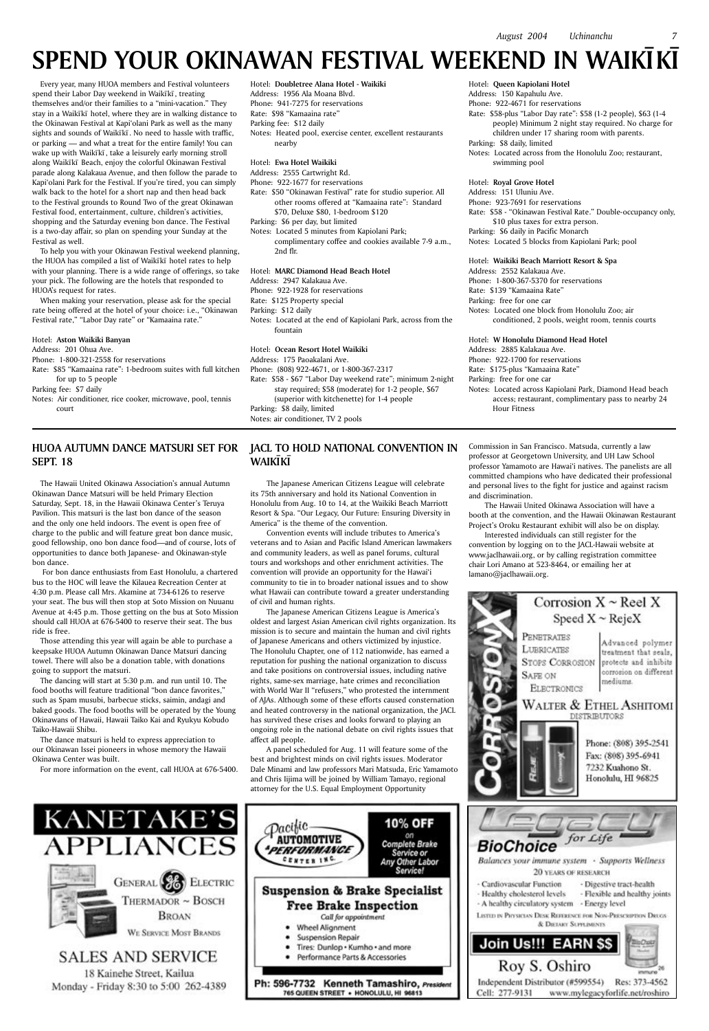# SPEND YOUR OKINAWAN FESTIVAL WEEKEND IN WAIKĪKĪ

Every year, many HUOA members and Festival volunteers spend their Labor Day weekend in Waikīkī, treating themselves and/or their families to a "mini-vacation." They stay in a Waikīkī hotel, where they are in walking distance to the Okinawan Festival at Kapi'olani Park as well as the many sights and sounds of Waikīkī. No need to hassle with traffic, or parking — and what a treat for the entire family! You can wake up with Waikīkī, take a leisurely early morning stroll along Waikīkī Beach, enjoy the colorful Okinawan Festival parade along Kalakaua Avenue, and then follow the parade to Kapi'olani Park for the Festival. If you're tired, you can simply walk back to the hotel for a short nap and then head back to the Festival grounds to Round Two of the great Okinawan Festival food, entertainment, culture, children's activities, shopping and the Saturday evening bon dance. The Festival is a two-day affair, so plan on spending your Sunday at the Festival as well.

To help you with your Okinawan Festival weekend planning, the HUOA has compiled a list of Waikīkī hotel rates to help with your planning. There is a wide range of offerings, so take your pick. The following are the hotels that responded to HUOA's request for rates.

When making your reservation, please ask for the special rate being offered at the hotel of your choice: i.e., "Okinawan Festival rate," "Labor Day rate" or "Kamaaina rate."

Hotel: **Aston Waikiki Banyan**
Address: 201 Ohua Ave.
Phone: 1-800-321-2558 for reservations
Rate: $85 "Kamaaina rate": 1-bedroom suites with full kitchen for up to 5 people
Parking fee: $7 daily
Notes: Air conditioner, rice cooker, microwave, pool, tennis court

Hotel: **Doubletree Alana Hotel - Waikiki**
Address: 1956 Ala Moana Blvd.
Phone: 941-7275 for reservations
Rate: $98 "Kamaaina rate"
Parking fee: $12 daily
Notes: Heated pool, exercise center, excellent restaurants nearby

Hotel: **Ewa Hotel Waikiki**
Address: 2555 Cartwright Rd.
Phone: 922-1677 for reservations
Rate: $50 "Okinawan Festival" rate for studio superior. All other rooms offered at "Kamaaina rate": Standard $70, Deluxe $80, 1-bedroom $120
Parking: $6 per day, but limited
Notes: Located 5 minutes from Kapiolani Park; complimentary coffee and cookies available 7-9 a.m., 2nd flr.

Hotel: **MARC Diamond Head Beach Hotel**
Address: 2947 Kalakaua Ave.
Phone: 922-1928 for reservations
Rate: $125 Property special
Parking: $12 daily
Notes: Located at the end of Kapiolani Park, across from the fountain

Hotel: **Ocean Resort Hotel Waikiki**
Address: 175 Paoakalani Ave.
Phone: (808) 922-4671, or 1-800-367-2317
Rate: $58 - $67 "Labor Day weekend rate"; minimum 2-night stay required; $58 (moderate) for 1-2 people, $67 (superior with kitchenette) for 1-4 people
Parking: $8 daily, limited
Notes: air conditioner, TV 2 pools

Hotel: **Queen Kapiolani Hotel**
Address: 150 Kapahulu Ave.
Phone: 922-4671 for reservations
Rate: $58-plus "Labor Day rate": $58 (1-2 people), $63 (1-4 people) Minimum 2 night stay required. No charge for children under 17 sharing room with parents.
Parking: $8 daily, limited
Notes: Located across from the Honolulu Zoo; restaurant, swimming pool

Hotel: **Royal Grove Hotel**
Address: 151 Uluniu Ave.
Phone: 923-7691 for reservations
Rate: $58 - "Okinawan Festival Rate." Double-occupancy only, $10 plus taxes for extra person.
Parking: $6 daily in Pacific Monarch
Notes: Located 5 blocks from Kapiolani Park; pool

Hotel: **Waikiki Beach Marriott Resort & Spa**
Address: 2552 Kalakaua Ave.
Phone: 1-800-367-5370 for reservations
Rate: $139 "Kamaaina Rate"
Parking: free for one car
Notes: Located one block from Honolulu Zoo; air conditioned, 2 pools, weight room, tennis courts

Hotel: **W Honolulu Diamond Head Hotel**
Address: 2885 Kalakaua Ave.
Phone: 922-1700 for reservations
Rate: $175-plus "Kamaaina Rate"
Parking: free for one car
Notes: Located across Kapiolani Park, Diamond Head beach access; restaurant, complimentary pass to nearby 24 Hour Fitness

## HUOA AUTUMN DANCE MATSURI SET FOR SEPT. 18

The Hawaii United Okinawa Association's annual Autumn Okinawan Dance Matsuri will be held Primary Election Saturday, Sept. 18, in the Hawaii Okinawa Center's Teruya Pavilion. This matsuri is the last bon dance of the season and the only one held indoors. The event is open free of charge to the public and will feature great bon dance music, good fellowship, ono bon dance food—and of course, lots of opportunities to dance both Japanese- and Okinawan-style bon dance.

For bon dance enthusiasts from East Honolulu, a chartered bus to the HOC will leave the Kilauea Recreation Center at 4:30 p.m. Please call Mrs. Akamine at 734-6126 to reserve your seat. The bus will then stop at Soto Mission on Nuuanu Avenue at 4:45 p.m. Those getting on the bus at Soto Mission should call HUOA at 676-5400 to reserve their seat. The bus ride is free.

Those attending this year will again be able to purchase a keepsake HUOA Autumn Okinawan Dance Matsuri dancing towel. There will also be a donation table, with donations going to support the matsuri.

The dancing will start at 5:30 p.m. and run until 10. The food booths will feature traditional "bon dance favorites," such as Spam musubi, barbecue sticks, saimin, andagi and baked goods. The food booths will be operated by the Young Okinawans of Hawaii, Hawaii Taiko Kai and Ryukyu Kobudo Taiko-Hawaii Shibu.

The dance matsuri is held to express appreciation to our Okinawan Issei pioneers in whose memory the Hawaii Okinawa Center was built.

For more information on the event, call HUOA at 676-5400.

## JACL TO HOLD NATIONAL CONVENTION IN WAIKĪKĪ

The Japanese American Citizens League will celebrate its 75th anniversary and hold its National Convention in Honolulu from Aug. 10 to 14, at the Waikiki Beach Marriott Resort & Spa. "Our Legacy, Our Future: Ensuring Diversity in America" is the theme of the convention.

Convention events will include tributes to America's veterans and to Asian and Pacific Island American lawmakers and community leaders, as well as panel forums, cultural tours and workshops and other enrichment activities. The convention will provide an opportunity for the Hawai'i community to tie in to broader national issues and to show what Hawaii can contribute toward a greater understanding of civil and human rights.

The Japanese American Citizens League is America's oldest and largest Asian American civil rights organization. Its mission is to secure and maintain the human and civil rights of Japanese Americans and others victimized by injustice. The Honolulu Chapter, one of 112 nationwide, has earned a reputation for pushing the national organization to discuss and take positions on controversial issues, including native rights, same-sex marriage, hate crimes and reconciliation with World War II "refusers," who protested the internment of AJAs. Although some of these efforts caused consternation and heated controversy in the national organization, the JACL has survived these crises and looks forward to playing an ongoing role in the national debate on civil rights issues that affect all people.

A panel scheduled for Aug. 11 will feature some of the best and brightest minds on civil rights issues. Moderator Dale Minami and law professors Mari Matsuda, Eric Yamamoto and Chris Iijima will be joined by William Tamayo, regional attorney for the U.S. Equal Employment Opportunity Commission in San Francisco. Matsuda, currently a law professor at Georgetown University, and UH Law School professor Yamamoto are Hawai'i natives. The panelists are all committed champions who have dedicated their professional and personal lives to the fight for justice and against racism and discrimination.

The Hawaii United Okinawa Association will have a booth at the convention, and the Hawaii Okinawan Restaurant Project's Oroku Restaurant exhibit will also be on display.

Interested individuals can still register for the convention by logging on to the JACL-Hawaii website at www.jaclhawaii.org, or by calling registration committee chair Lori Amano at 523-8464, or emailing her at lamano@jaclhawaii.org.

**CorrosionX**

Corrosion X ~ Reel X
Speed X ~ RejeX

Penetrates
Lubricates
Stops Corrosion
Safe on Electronics

Advanced polymer treatment that seals, protects and inhibits corrosion on different mediums.

WALTER & ETHEL ASHITOMI
DISTRIBUTORS

Phone: (808) 395-2541
Fax: (808) 395-6941
7232 Kuahono St.
Honolulu, HI 96825

**KANETAKE'S APPLIANCES**

General Electric
Thermador ~ Bosch
Broan
We Service Most Brands

SALES AND SERVICE
18 Kainehe Street, Kailua
Monday - Friday 8:30 to 5:00 262-4389

**Pacific Automotive Performance Center Inc.**

10% OFF on Complete Brake Service or Any Other Labor Service!

**Suspension & Brake Specialist**
**Free Brake Inspection**
Call for appointment

- Wheel Alignment
- Suspension Repair
- Tires: Dunlop • Kumho • and more
- Performance Parts & Accessories

Ph: 596-7732 Kenneth Tamashiro, *President*
765 QUEEN STREET • HONOLULU, HI 96813

**Legacy for Life**

**BioChoice**

Balances your immune system - Supports Wellness
20 YEARS OF RESEARCH

- Cardiovascular Function
- Digestive tract-health
- Healthy cholesterol levels
- Flexible and healthy joints
- A healthy circulatory system
- Energy level

LISTED IN PHYSICIAN DESK REFERENCE FOR NON-PRESCRIPTION DRUGS & DIETARY SUPPLEMENTS

Join Us!!! EARN $$

Roy S. Oshiro
Independent Distributor (#599554) Res: 373-4562
Cell: 277-9131 www.mylegacyforlife.net/roshiro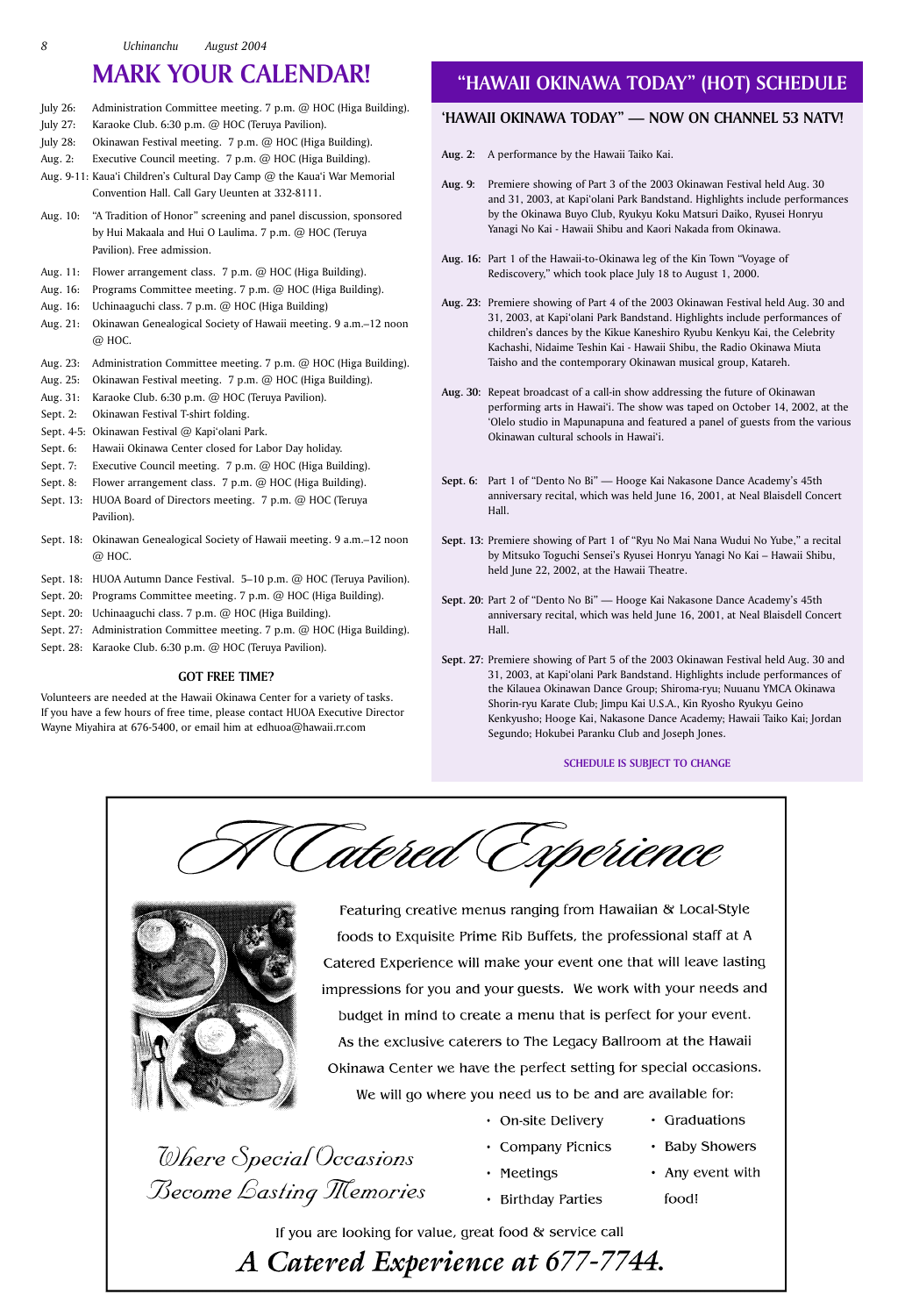# MARK YOUR CALENDAR!

- July 26: Administration Committee meeting. 7 p.m. @ HOC (Higa Building).
- July 27: Karaoke Club. 6:30 p.m. @ HOC (Teruya Pavilion).
- July 28: Okinawan Festival meeting. 7 p.m. @ HOC (Higa Building).
- Aug. 2: Executive Council meeting. 7 p.m. @ HOC (Higa Building).
- Aug. 9-11: Kaua'i Children's Cultural Day Camp @ the Kaua'i War Memorial Convention Hall. Call Gary Ueunten at 332-8111.
- Aug. 10: "A Tradition of Honor" screening and panel discussion, sponsored by Hui Makaala and Hui O Laulima. 7 p.m. @ HOC (Teruya Pavilion). Free admission.
- Aug. 11: Flower arrangement class. 7 p.m. @ HOC (Higa Building).
- Aug. 16: Programs Committee meeting. 7 p.m. @ HOC (Higa Building).
- Aug. 16: Uchinaaguchi class. 7 p.m. @ HOC (Higa Building)
- Aug. 21: Okinawan Genealogical Society of Hawaii meeting. 9 a.m.–12 noon @ HOC.
- Aug. 23: Administration Committee meeting. 7 p.m. @ HOC (Higa Building).
- Aug. 25: Okinawan Festival meeting. 7 p.m. @ HOC (Higa Building).
- Aug. 31: Karaoke Club. 6:30 p.m. @ HOC (Teruya Pavilion).
- Sept. 2: Okinawan Festival T-shirt folding.
- Sept. 4-5: Okinawan Festival @ Kapi'olani Park.
- Sept. 6: Hawaii Okinawa Center closed for Labor Day holiday.
- Sept. 7: Executive Council meeting. 7 p.m. @ HOC (Higa Building).
- Sept. 8: Flower arrangement class. 7 p.m. @ HOC (Higa Building).
- Sept. 13: HUOA Board of Directors meeting. 7 p.m. @ HOC (Teruya Pavilion).
- Sept. 18: Okinawan Genealogical Society of Hawaii meeting. 9 a.m.–12 noon @ HOC.
- Sept. 18: HUOA Autumn Dance Festival. 5–10 p.m. @ HOC (Teruya Pavilion).
- Sept. 20: Programs Committee meeting. 7 p.m. @ HOC (Higa Building).
- Sept. 20: Uchinaaguchi class. 7 p.m. @ HOC (Higa Building).
- Sept. 27: Administration Committee meeting. 7 p.m. @ HOC (Higa Building).
- Sept. 28: Karaoke Club. 6:30 p.m. @ HOC (Teruya Pavilion).

### GOT FREE TIME?

Volunteers are needed at the Hawaii Okinawa Center for a variety of tasks. If you have a few hours of free time, please contact HUOA Executive Director Wayne Miyahira at 676-5400, or email him at edhuoa@hawaii.rr.com

# "HAWAII OKINAWA TODAY" (HOT) SCHEDULE

## 'HAWAII OKINAWA TODAY" — NOW ON CHANNEL 53 NATV!

**Aug. 2**: A performance by the Hawaii Taiko Kai.

**Aug. 9**: Premiere showing of Part 3 of the 2003 Okinawan Festival held Aug. 30 and 31, 2003, at Kapi'olani Park Bandstand. Highlights include performances by the Okinawa Buyo Club, Ryukyu Koku Matsuri Daiko, Ryusei Honryu Yanagi No Kai - Hawaii Shibu and Kaori Nakada from Okinawa.

**Aug. 16**: Part 1 of the Hawaii-to-Okinawa leg of the Kin Town "Voyage of Rediscovery," which took place July 18 to August 1, 2000.

**Aug. 23**: Premiere showing of Part 4 of the 2003 Okinawan Festival held Aug. 30 and 31, 2003, at Kapi'olani Park Bandstand. Highlights include performances of children's dances by the Kikue Kaneshiro Ryubu Kenkyu Kai, the Celebrity Kachashi, Nidaime Teshin Kai - Hawaii Shibu, the Radio Okinawa Miuta Taisho and the contemporary Okinawan musical group, Katareh.

**Aug. 30**: Repeat broadcast of a call-in show addressing the future of Okinawan performing arts in Hawai'i. The show was taped on October 14, 2002, at the 'Olelo studio in Mapunapuna and featured a panel of guests from the various Okinawan cultural schools in Hawai'i.

**Sept. 6**: Part 1 of "Dento No Bi" — Hooge Kai Nakasone Dance Academy's 45th anniversary recital, which was held June 16, 2001, at Neal Blaisdell Concert Hall.

**Sept. 13**: Premiere showing of Part 1 of "Ryu No Mai Nana Wudui No Yube," a recital by Mitsuko Toguchi Sensei's Ryusei Honryu Yanagi No Kai – Hawaii Shibu, held June 22, 2002, at the Hawaii Theatre.

**Sept. 20**: Part 2 of "Dento No Bi" — Hooge Kai Nakasone Dance Academy's 45th anniversary recital, which was held June 16, 2001, at Neal Blaisdell Concert Hall.

**Sept. 27**: Premiere showing of Part 5 of the 2003 Okinawan Festival held Aug. 30 and 31, 2003, at Kapi'olani Park Bandstand. Highlights include performances of the Kilauea Okinawan Dance Group; Shiroma-ryu; Nuuanu YMCA Okinawa Shorin-ryu Karate Club; Jimpu Kai U.S.A., Kin Ryosho Ryukyu Geino Kenkyusho; Hooge Kai, Nakasone Dance Academy; Hawaii Taiko Kai; Jordan Segundo; Hokubei Paranku Club and Joseph Jones.

**SCHEDULE IS SUBJECT TO CHANGE**

# *A Catered Experience*

Featuring creative menus ranging from Hawaiian & Local-Style foods to Exquisite Prime Rib Buffets, the professional staff at A Catered Experience will make your event one that will leave lasting impressions for you and your guests. We work with your needs and budget in mind to create a menu that is perfect for your event. As the exclusive caterers to The Legacy Ballroom at the Hawaii Okinawa Center we have the perfect setting for special occasions. We will go where you need us to be and are available for:

- On-site Delivery
- Company Picnics
- Meetings
- Birthday Parties
- Graduations
- Baby Showers
- Any event with food!

*Where Special Occasions Become Lasting Memories*

If you are looking for value, great food & service call

***A Catered Experience at 677-7744.***